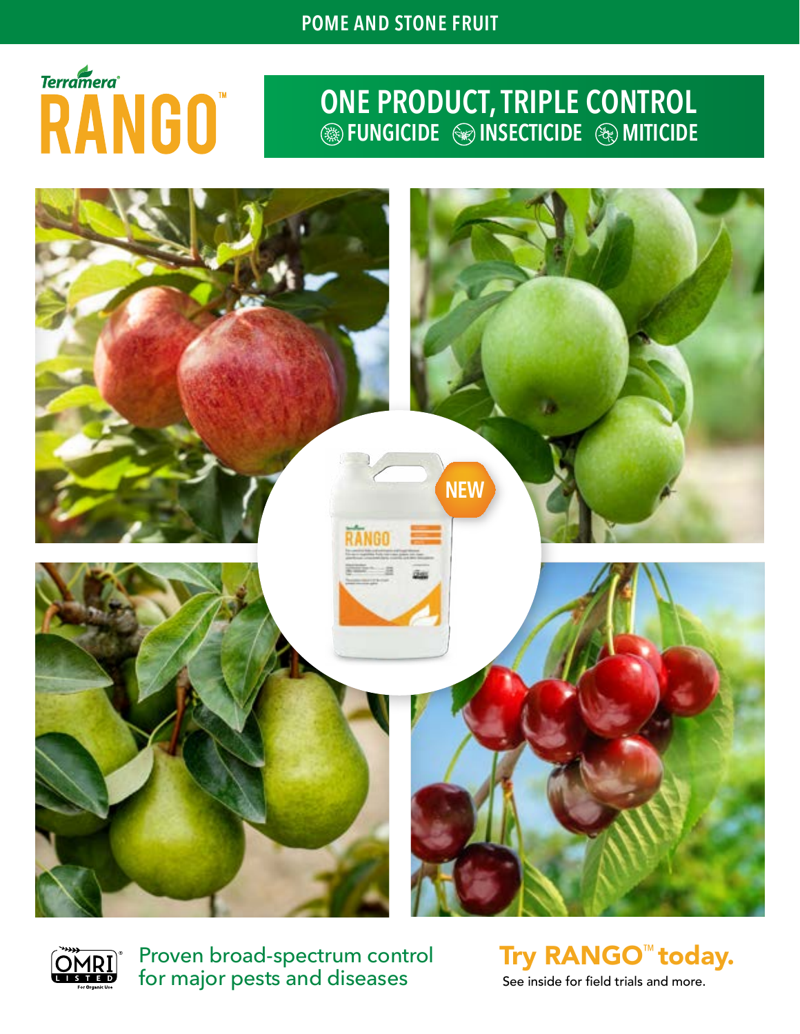POME AND STONE FRUIT

# Terramera® RANGO™

## ONE PRODUCT, TRIPLE CONTROL

FUNGICIDE · INSECTICIDE · MITICIDE

NEW

OMRI® LISTED For Organic Use

Proven broad-spectrum control for major pests and diseases

**Try RANGO™ today.**

See inside for field trials and more.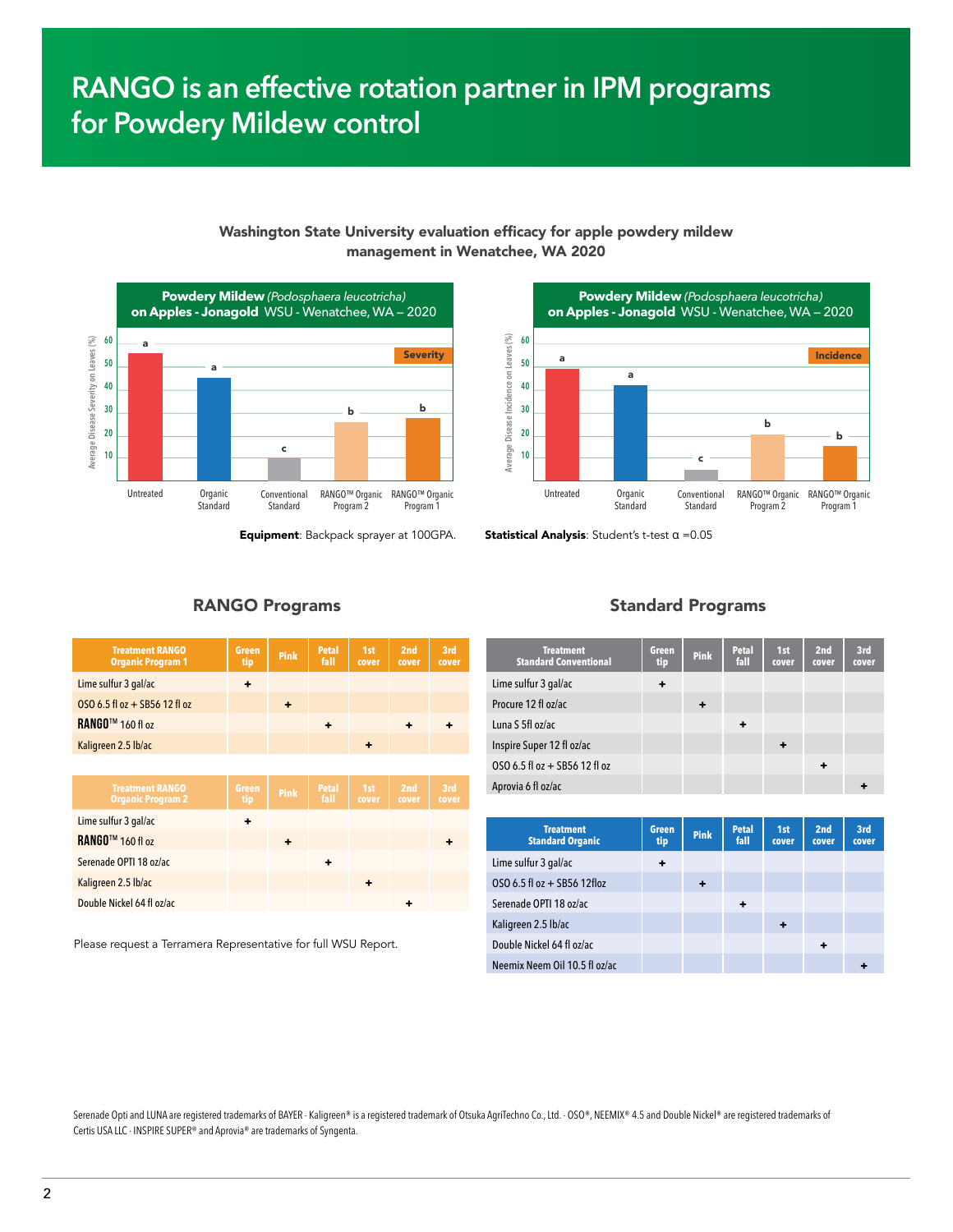# RANGO is an effective rotation partner in IPM programs for Powdery Mildew control

### Washington State University evaluation efficacy for apple powdery mildew management in Wenatchee, WA 2020

**Powdery Mildew** *(Podosphaera leucotricha)* **on Apples - Jonagold** WSU - Wenatchee, WA – 2020

Severity

Average Disease Severity on Leaves (%)

| Treatment | Letter |
|---|---|
| Untreated | a |
| Organic Standard | a |
| Conventional Standard | c |
| RANGO™ Organic Program 2 | b |
| RANGO™ Organic Program 1 | b |

**Powdery Mildew** *(Podosphaera leucotricha)* **on Apples - Jonagold** WSU - Wenatchee, WA – 2020

Incidence

Average Disease Incidence on Leaves (%)

| Treatment | Letter |
|---|---|
| Untreated | a |
| Organic Standard | a |
| Conventional Standard | c |
| RANGO™ Organic Program 2 | b |
| RANGO™ Organic Program 1 | b |

**Equipment**: Backpack sprayer at 100GPA.

**Statistical Analysis**: Student's t-test α =0.05

## RANGO Programs

| Treatment RANGO Organic Program 1 | Green tip | Pink | Petal fall | 1st cover | 2nd cover | 3rd cover |
|---|---|---|---|---|---|---|
| Lime sulfur 3 gal/ac | + | | | | | |
| OSO 6.5 fl oz + SB56 12 fl oz | | + | | | | |
| RANGO™ 160 fl oz | | | + | | + | + |
| Kaligreen 2.5 lb/ac | | | | + | | |

| Treatment RANGO Organic Program 2 | Green tip | Pink | Petal fall | 1st cover | 2nd cover | 3rd cover |
|---|---|---|---|---|---|---|
| Lime sulfur 3 gal/ac | + | | | | | |
| RANGO™ 160 fl oz | | + | | | | + |
| Serenade OPTI 18 oz/ac | | | + | | | |
| Kaligreen 2.5 lb/ac | | | | + | | |
| Double Nickel 64 fl oz/ac | | | | | + | |

Please request a Terramera Representative for full WSU Report.

## Standard Programs

| Treatment Standard Conventional | Green tip | Pink | Petal fall | 1st cover | 2nd cover | 3rd cover |
|---|---|---|---|---|---|---|
| Lime sulfur 3 gal/ac | + | | | | | |
| Procure 12 fl oz/ac | | + | | | | |
| Luna S 5fl oz/ac | | | + | | | |
| Inspire Super 12 fl oz/ac | | | | + | | |
| OSO 6.5 fl oz + SB56 12 fl oz | | | | | + | |
| Aprovia 6 fl oz/ac | | | | | | + |

| Treatment Standard Organic | Green tip | Pink | Petal fall | 1st cover | 2nd cover | 3rd cover |
|---|---|---|---|---|---|---|
| Lime sulfur 3 gal/ac | + | | | | | |
| OSO 6.5 fl oz + SB56 12floz | | + | | | | |
| Serenade OPTI 18 oz/ac | | | + | | | |
| Kaligreen 2.5 lb/ac | | | | + | | |
| Double Nickel 64 fl oz/ac | | | | | + | |
| Neemix Neem Oil 10.5 fl oz/ac | | | | | | + |

Serenade Opti and LUNA are registered trademarks of BAYER · Kaligreen® is a registered trademark of Otsuka AgriTechno Co., Ltd. · OSO®, NEEMIX® 4.5 and Double Nickel® are registered trademarks of Certis USA LLC · INSPIRE SUPER® and Aprovia® are trademarks of Syngenta.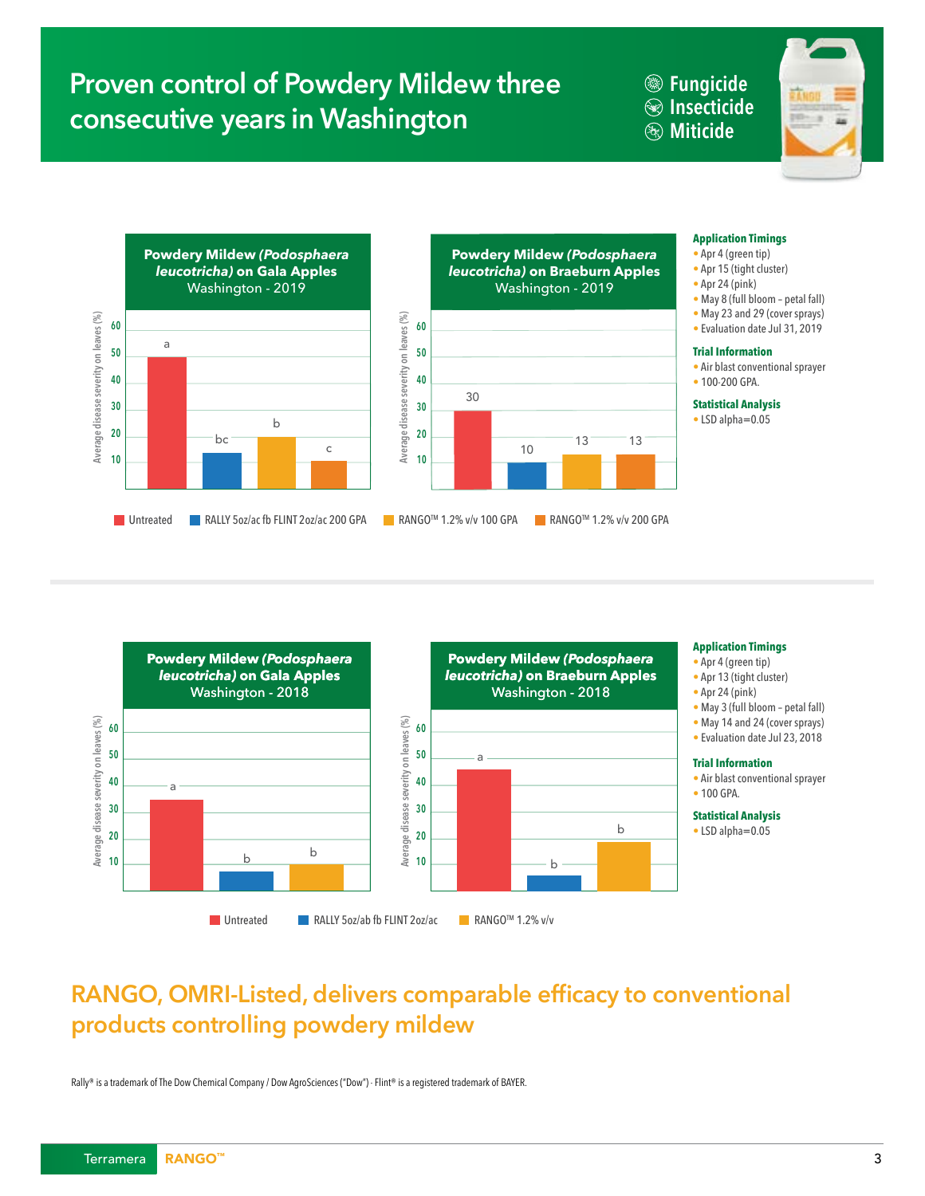# Proven control of Powdery Mildew three consecutive years in Washington

- Fungicide
- Insecticide
- Miticide

**Powdery Mildew *(Podosphaera leucotricha)* on Gala Apples**
Washington - 2019

| Treatment | Average disease severity on leaves (%) | Letter |
|---|---|---|
| Untreated | 50 | a |
| RALLY 5oz/ac fb FLINT 2oz/ac 200 GPA | 14 | bc |
| RANGO™ 1.2% v/v 100 GPA | 20 | b |
| RANGO™ 1.2% v/v 200 GPA | 11 | c |

**Powdery Mildew *(Podosphaera leucotricha)* on Braeburn Apples**
Washington - 2019

| Treatment | Average disease severity on leaves (%) |
|---|---|
| Untreated | 30 |
| RALLY 5oz/ac fb FLINT 2oz/ac 200 GPA | 10 |
| RANGO™ 1.2% v/v 100 GPA | 13 |
| RANGO™ 1.2% v/v 200 GPA | 13 |

**Application Timings**
- Apr 4 (green tip)
- Apr 15 (tight cluster)
- Apr 24 (pink)
- May 8 (full bloom – petal fall)
- May 23 and 29 (cover sprays)
- Evaluation date Jul 31, 2019

**Trial Information**
- Air blast conventional sprayer
- 100-200 GPA.

**Statistical Analysis**
- LSD alpha=0.05

**Powdery Mildew *(Podosphaera leucotricha)* on Gala Apples**
Washington - 2018

| Treatment | Average disease severity on leaves (%) | Letter |
|---|---|---|
| Untreated | 35 | a |
| RALLY 5oz/ab fb FLINT 2oz/ac | 7 | b |
| RANGO™ 1.2% v/v | 10 | b |

**Powdery Mildew *(Podosphaera leucotricha)* on Braeburn Apples**
Washington - 2018

| Treatment | Average disease severity on leaves (%) | Letter |
|---|---|---|
| Untreated | 45 | a |
| RALLY 5oz/ab fb FLINT 2oz/ac | 6 | b |
| RANGO™ 1.2% v/v | 18 | b |

**Application Timings**
- Apr 4 (green tip)
- Apr 13 (tight cluster)
- Apr 24 (pink)
- May 3 (full bloom – petal fall)
- May 14 and 24 (cover sprays)
- Evaluation date Jul 23, 2018

**Trial Information**
- Air blast conventional sprayer
- 100 GPA.

**Statistical Analysis**
- LSD alpha=0.05

## RANGO, OMRI-Listed, delivers comparable efficacy to conventional products controlling powdery mildew

Rally® is a trademark of The Dow Chemical Company / Dow AgroSciences ("Dow") - Flint® is a registered trademark of BAYER.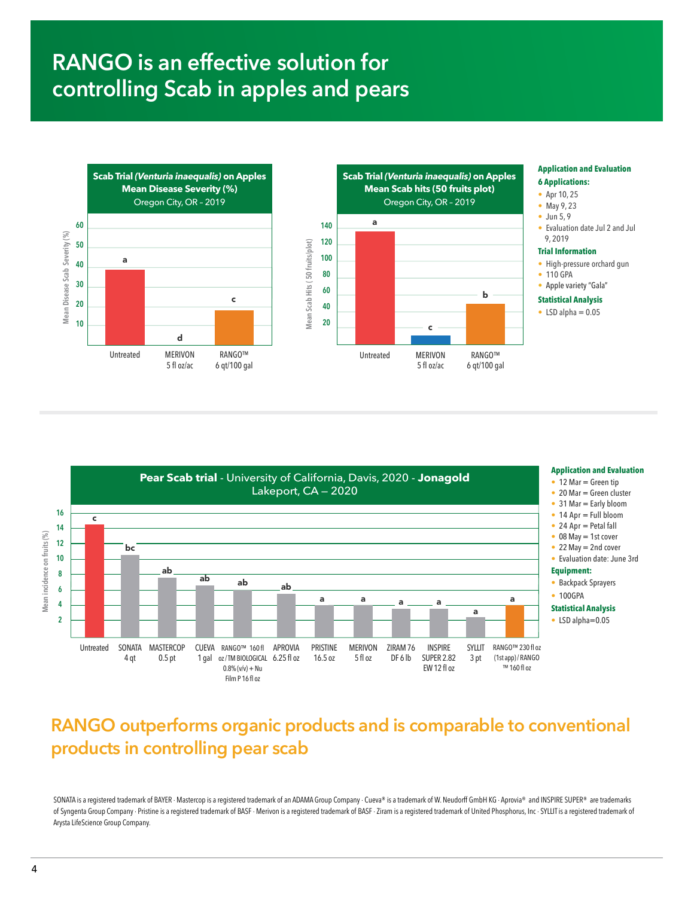# RANGO is an effective solution for controlling Scab in apples and pears

**Scab Trial *(Venturia inaequalis)* on Apples**
**Mean Disease Severity (%)**
Oregon City, OR - 2019

| Treatment | Mean Disease Scab Severity (%) |
|---|---|
| Untreated | a |
| MERIVON 5 fl oz/ac | d |
| RANGO™ 6 qt/100 gal | c |

**Scab Trial *(Venturia inaequalis)* on Apples**
**Mean Scab hits (50 fruits plot)**
Oregon City, OR - 2019

| Treatment | Mean Scab Hits (50 fruits/plot) |
|---|---|
| Untreated | a |
| MERIVON 5 fl oz/ac | c |
| RANGO™ 6 qt/100 gal | b |

**Application and Evaluation**

**6 Applications:**

- Apr 10, 25
- May 9, 23
- Jun 5, 9
- Evaluation date Jul 2 and Jul 9, 2019

**Trial Information**

- High-pressure orchard gun
- 110 GPA
- Apple variety "Gala"

**Statistical Analysis**

- LSD alpha = 0.05

**Pear Scab trial** - University of California, Davis, 2020 - **Jonagold**
Lakeport, CA – 2020

| Treatment | Mean incidence on fruits (%) |
|---|---|
| Untreated | c |
| SONATA 4 qt | bc |
| MASTERCOP 0.5 pt | ab |
| CUEVA 1 gal | ab |
| RANGO™ 160 fl oz / TM BIOLOGICAL 0.8% (v/v) + Nu Film P 16 fl oz | ab |
| APROVIA 6.25 fl oz | ab |
| PRISTINE 16.5 oz | a |
| MERIVON 5 fl oz | a |
| ZIRAM 76 DF 6 lb | a |
| INSPIRE SUPER 2.82 EW 12 fl oz | a |
| SYLLIT 3 pt | a |
| RANGO™ 230 fl oz (1st app) / RANGO™ 160 fl oz | a |

**Application and Evaluation**

- 12 Mar = Green tip
- 20 Mar = Green cluster
- 31 Mar = Early bloom
- 14 Apr = Full bloom
- 24 Apr = Petal fall
- 08 May = 1st cover
- 22 May = 2nd cover
- Evaluation date: June 3rd

**Equipment:**

- Backpack Sprayers
- 100GPA

**Statistical Analysis**

- LSD alpha=0.05

## RANGO outperforms organic products and is comparable to conventional products in controlling pear scab

SONATA is a registered trademark of BAYER · Mastercop is a registered trademark of an ADAMA Group Company · Cueva® is a trademark of W. Neudorff GmbH KG · Aprovia® and INSPIRE SUPER® are trademarks of Syngenta Group Company · Pristine is a registered trademark of BASF · Merivon is a registered trademark of BASF · Ziram is a registered trademark of United Phosphorus, Inc · SYLLIT is a registered trademark of Arysta LifeScience Group Company.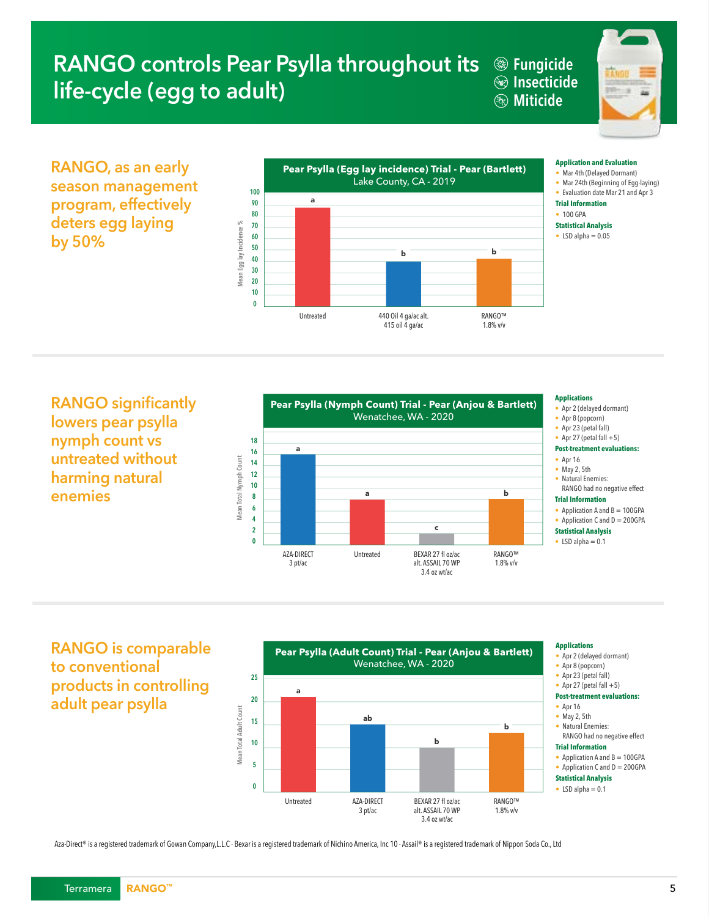# RANGO controls Pear Psylla throughout its life-cycle (egg to adult)

Fungicide
Insecticide
Miticide

## RANGO, as an early season management program, effectively deters egg laying by 50%

**Pear Psylla (Egg lay incidence) Trial - Pear (Bartlett)**
Lake County, CA - 2019

| Treatment | Mean Egg lay Incidence % (approx.) | Significance |
|---|---|---|
| Untreated | 88 | a |
| 440 Oil 4 ga/ac alt. 415 oil 4 ga/ac | 40 | b |
| RANGO™ 1.8% v/v | 42 | b |

**Application and Evaluation**
- Mar 4th (Delayed Dormant)
- Mar 24th (Beginning of Egg-laying)
- Evaluation date Mar 21 and Apr 3

**Trial Information**
- 100 GPA

**Statistical Analysis**
- LSD alpha = 0.05

## RANGO significantly lowers pear psylla nymph count vs untreated without harming natural enemies

**Pear Psylla (Nymph Count) Trial - Pear (Anjou & Bartlett)**
Wenatchee, WA - 2020

| Treatment | Mean Total Nymph Count (approx.) | Significance |
|---|---|---|
| AZA-DIRECT 3 pt/ac | 16 | a |
| Untreated | 8 | a |
| BEXAR 27 fl oz/ac alt. ASSAIL 70 WP 3.4 oz wt/ac | 2 | c |
| RANGO™ 1.8% v/v | 8 | b |

**Applications**
- Apr 2 (delayed dormant)
- Apr 8 (popcorn)
- Apr 23 (petal fall)
- Apr 27 (petal fall +5)

**Post-treatment evaluations:**
- Apr 16
- May 2, 5th
- Natural Enemies: RANGO had no negative effect

**Trial Information**
- Application A and B = 100GPA
- Application C and D = 200GPA

**Statistical Analysis**
- LSD alpha = 0.1

## RANGO is comparable to conventional products in controlling adult pear psylla

**Pear Psylla (Adult Count) Trial - Pear (Anjou & Bartlett)**
Wenatchee, WA - 2020

| Treatment | Mean Total Adult Count (approx.) | Significance |
|---|---|---|
| Untreated | 21 | a |
| AZA-DIRECT 3 pt/ac | 15 | ab |
| BEXAR 27 fl oz/ac alt. ASSAIL 70 WP 3.4 oz wt/ac | 10 | b |
| RANGO™ 1.8% v/v | 13 | b |

**Applications**
- Apr 2 (delayed dormant)
- Apr 8 (popcorn)
- Apr 23 (petal fall)
- Apr 27 (petal fall +5)

**Post-treatment evaluations:**
- Apr 16
- May 2, 5th
- Natural Enemies: RANGO had no negative effect

**Trial Information**
- Application A and B = 100GPA
- Application C and D = 200GPA

**Statistical Analysis**
- LSD alpha = 0.1

Aza-Direct® is a registered trademark of Gowan Company,L.L.C · Bexar is a registered trademark of Nichino America, Inc 10 · Assail® is a registered trademark of Nippon Soda Co., Ltd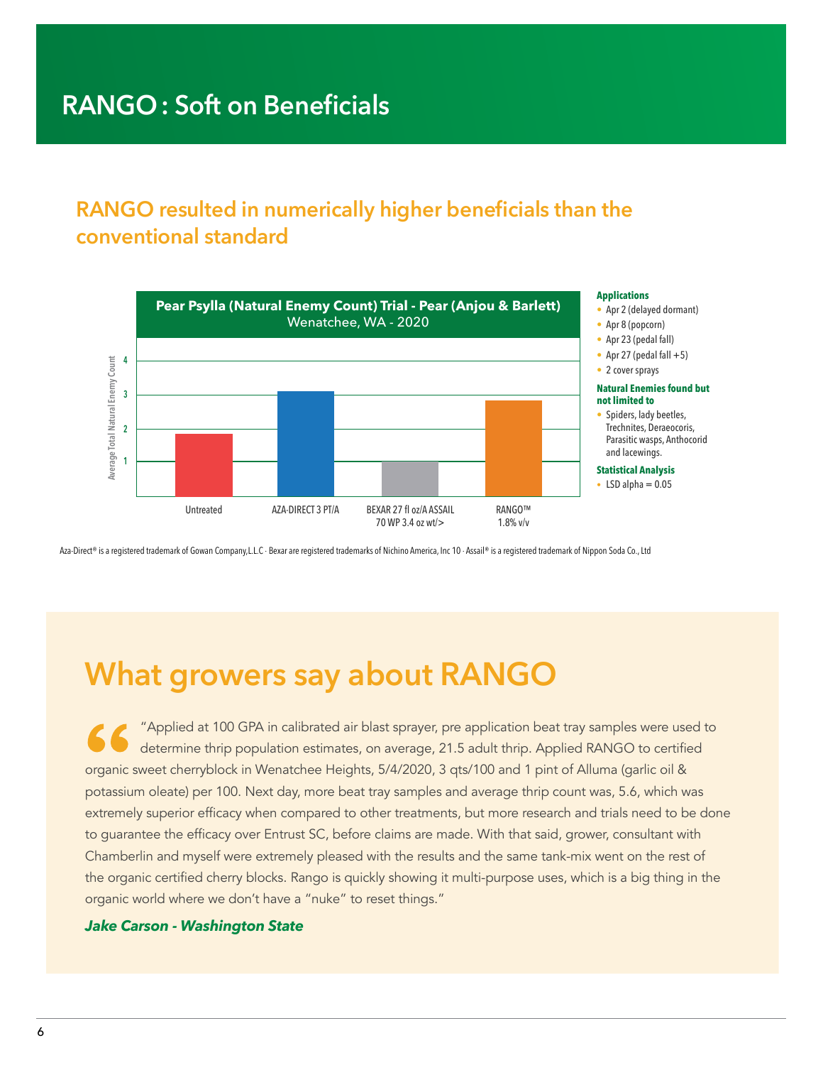# RANGO : Soft on Beneficials

## RANGO resulted in numerically higher beneficials than the conventional standard

**Pear Psylla (Natural Enemy Count) Trial - Pear (Anjou & Barlett)**
Wenatchee, WA - 2020

Average Total Natural Enemy Count

| Treatment | Average Total Natural Enemy Count (approx.) |
|---|---|
| Untreated | ~1.9 |
| AZA-DIRECT 3 PT/A | ~3.1 |
| BEXAR 27 fl oz/A ASSAIL 70 WP 3.4 oz wt/> | ~1.0 |
| RANGO™ 1.8% v/v | ~2.8 |

**Applications**

- Apr 2 (delayed dormant)
- Apr 8 (popcorn)
- Apr 23 (pedal fall)
- Apr 27 (pedal fall +5)
- 2 cover sprays

**Natural Enemies found but not limited to**

- Spiders, lady beetles, Trechnites, Deraeocoris, Parasitic wasps, Anthocorid and lacewings.

**Statistical Analysis**

- LSD alpha = 0.05

Aza-Direct® is a registered trademark of Gowan Company,L.L.C · Bexar are registered trademarks of Nichino America, Inc 10 · Assail® is a registered trademark of Nippon Soda Co., Ltd

## What growers say about RANGO

"Applied at 100 GPA in calibrated air blast sprayer, pre application beat tray samples were used to determine thrip population estimates, on average, 21.5 adult thrip. Applied RANGO to certified organic sweet cherryblock in Wenatchee Heights, 5/4/2020, 3 qts/100 and 1 pint of Alluma (garlic oil & potassium oleate) per 100. Next day, more beat tray samples and average thrip count was, 5.6, which was extremely superior efficacy when compared to other treatments, but more research and trials need to be done to guarantee the efficacy over Entrust SC, before claims are made. With that said, grower, consultant with Chamberlin and myself were extremely pleased with the results and the same tank-mix went on the rest of the organic certified cherry blocks. Rango is quickly showing it multi-purpose uses, which is a big thing in the organic world where we don't have a "nuke" to reset things."

***Jake Carson - Washington State***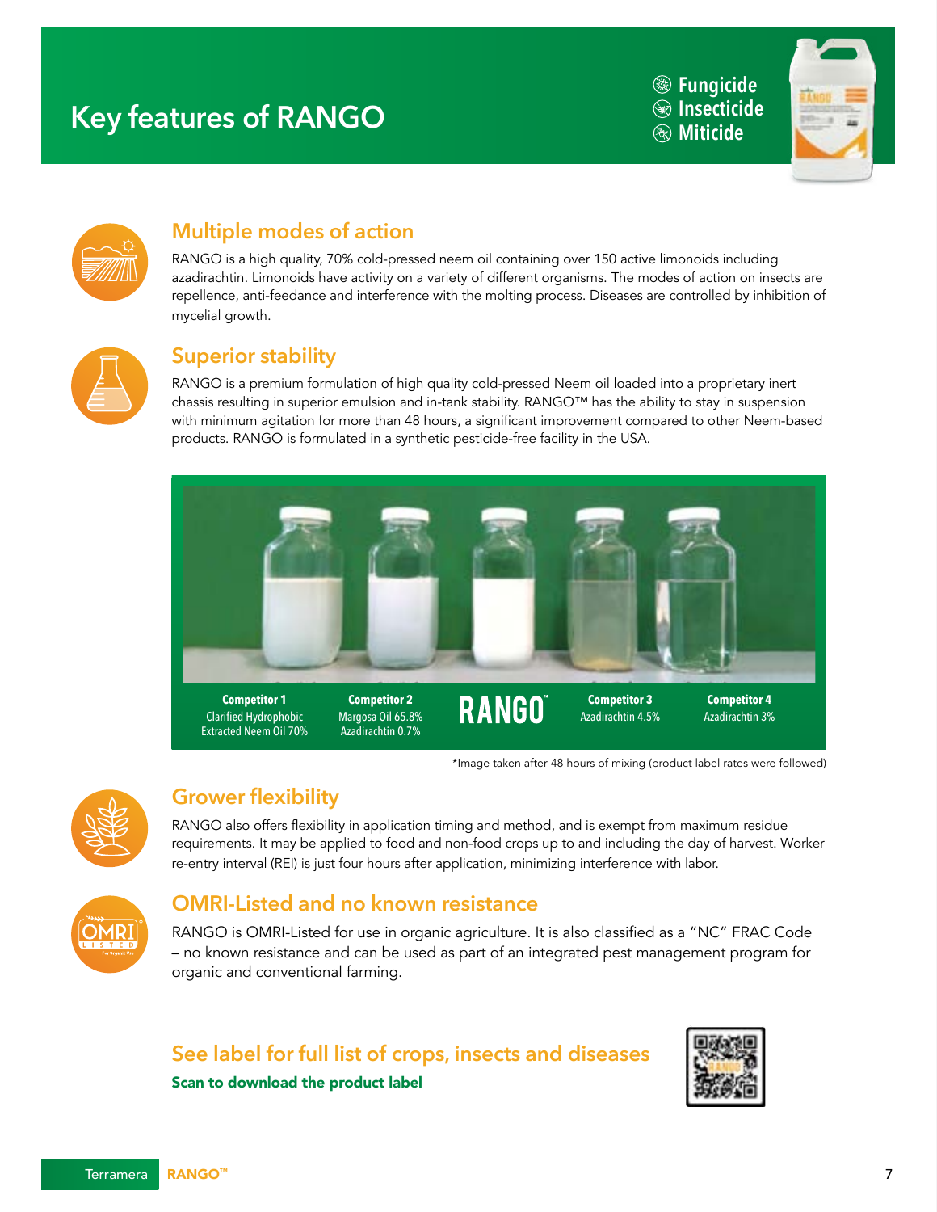# Key features of RANGO

- Fungicide
- Insecticide
- Miticide

## Multiple modes of action

RANGO is a high quality, 70% cold-pressed neem oil containing over 150 active limonoids including azadirachtin. Limonoids have activity on a variety of different organisms. The modes of action on insects are repellence, anti-feedance and interference with the molting process. Diseases are controlled by inhibition of mycelial growth.

## Superior stability

RANGO is a premium formulation of high quality cold-pressed Neem oil loaded into a proprietary inert chassis resulting in superior emulsion and in-tank stability. RANGO™ has the ability to stay in suspension with minimum agitation for more than 48 hours, a significant improvement compared to other Neem-based products. RANGO is formulated in a synthetic pesticide-free facility in the USA.

| **Competitor 1** | **Competitor 2** | **RANGO™** | **Competitor 3** | **Competitor 4** |
|---|---|---|---|---|
| Clarified Hydrophobic Extracted Neem Oil 70% | Margosa Oil 65.8% Azadirachtin 0.7% | | Azadirachtin 4.5% | Azadirachtin 3% |

*Image taken after 48 hours of mixing (product label rates were followed)

## Grower flexibility

RANGO also offers flexibility in application timing and method, and is exempt from maximum residue requirements. It may be applied to food and non-food crops up to and including the day of harvest. Worker re-entry interval (REI) is just four hours after application, minimizing interference with labor.

## OMRI-Listed and no known resistance

RANGO is OMRI-Listed for use in organic agriculture. It is also classified as a "NC" FRAC Code – no known resistance and can be used as part of an integrated pest management program for organic and conventional farming.

## See label for full list of crops, insects and diseases

**Scan to download the product label**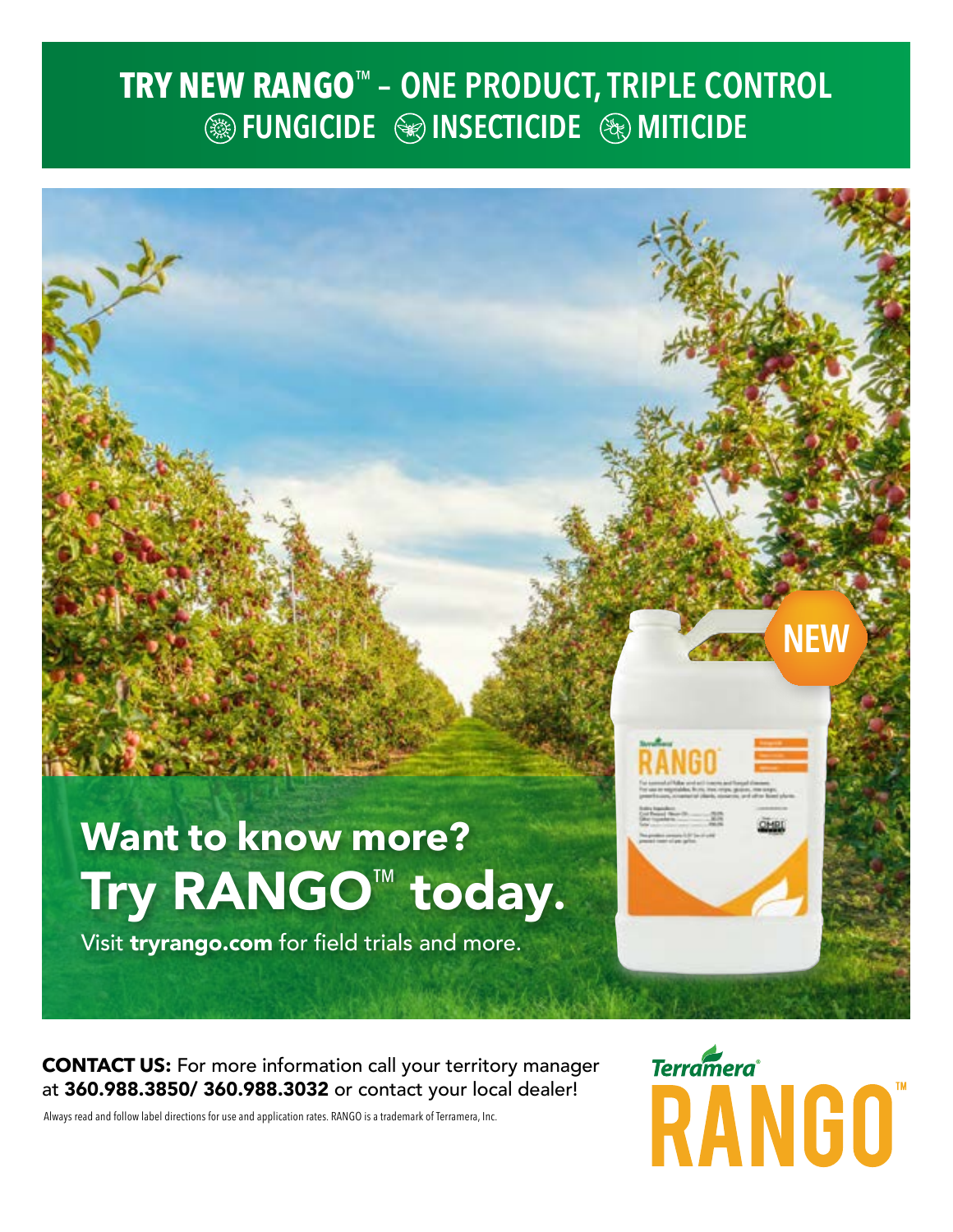# TRY NEW RANGO™ – ONE PRODUCT, TRIPLE CONTROL

## FUNGICIDE INSECTICIDE MITICIDE

NEW

## Want to know more?

# Try RANGO™ today.

Visit **tryrango.com** for field trials and more.

**CONTACT US:** For more information call your territory manager at **360.988.3850/ 360.988.3032** or contact your local dealer!

Always read and follow label directions for use and application rates. RANGO is a trademark of Terramera, Inc.

Terramera®

RANGO™